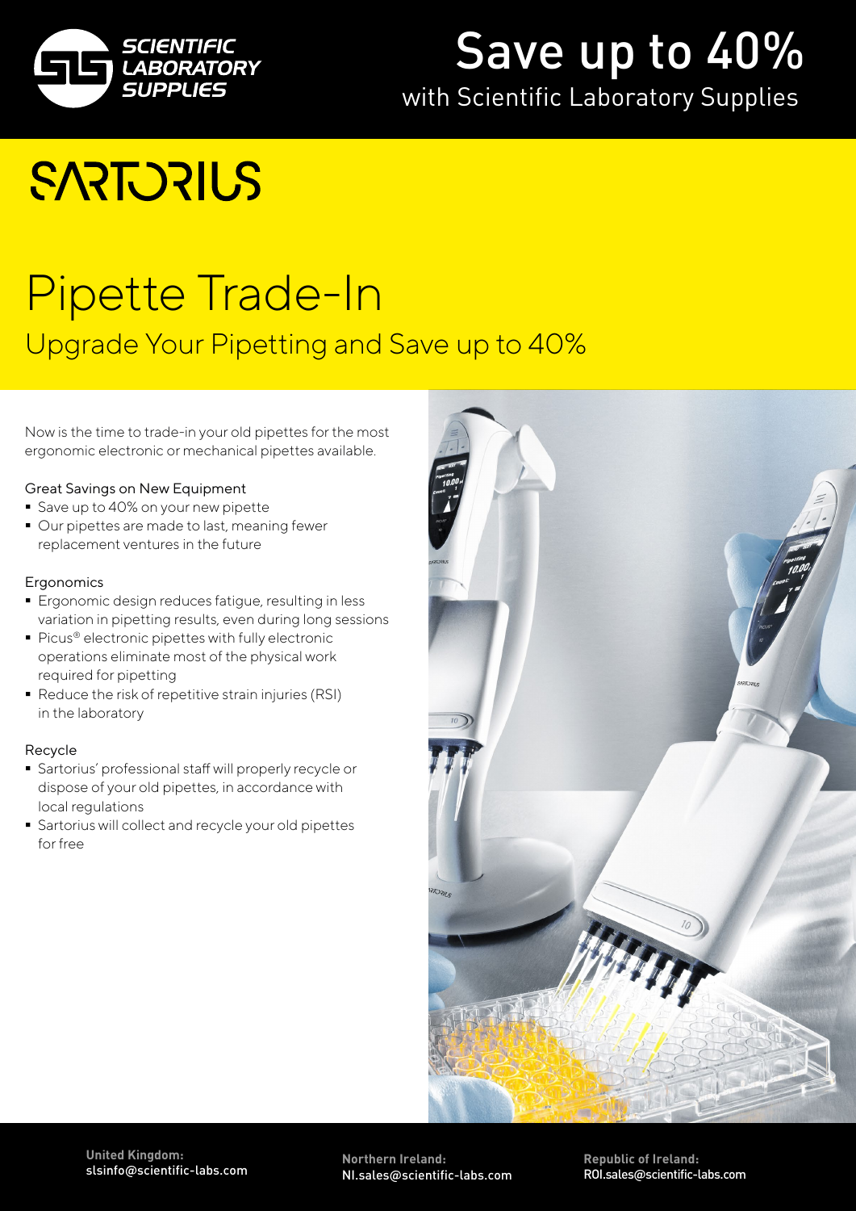SCIENTIFIC LABORATORY SUPPLIES

# Save up to 40%

with Scientific Laboratory Supplies

SARTORIUS

# Pipette Trade-In

## Upgrade Your Pipetting and Save up to 40%

Now is the time to trade-in your old pipettes for the most ergonomic electronic or mechanical pipettes available.

### Great Savings on New Equipment

- Save up to 40% on your new pipette
- Our pipettes are made to last, meaning fewer replacement ventures in the future

### Ergonomics

- Ergonomic design reduces fatigue, resulting in less variation in pipetting results, even during long sessions
- Picus® electronic pipettes with fully electronic operations eliminate most of the physical work required for pipetting
- Reduce the risk of repetitive strain injuries (RSI) in the laboratory

### Recycle

- Sartorius' professional staff will properly recycle or dispose of your old pipettes, in accordance with local regulations
- Sartorius will collect and recycle your old pipettes for free

**United Kingdom:**
slsinfo@scientific-labs.com

**Northern Ireland:**
NI.sales@scientific-labs.com

**Republic of Ireland:**
ROI.sales@scientific-labs.com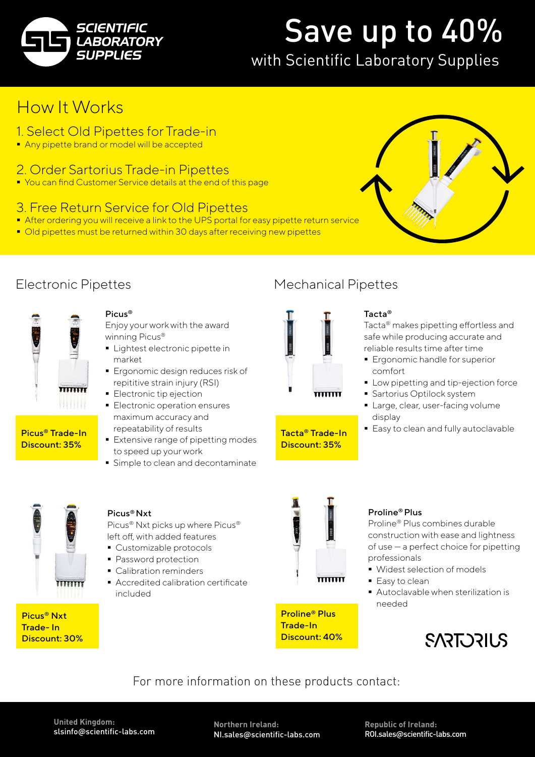SCIENTIFIC LABORATORY SUPPLIES

# Save up to 40%

with Scientific Laboratory Supplies

## How It Works

### 1. Select Old Pipettes for Trade-in

- Any pipette brand or model will be accepted

### 2. Order Sartorius Trade-in Pipettes

- You can find Customer Service details at the end of this page

### 3. Free Return Service for Old Pipettes

- After ordering you will receive a link to the UPS portal for easy pipette return service
- Old pipettes must be returned within 30 days after receiving new pipettes

## Electronic Pipettes

### Picus®

Enjoy your work with the award winning Picus®

- Lightest electronic pipette in market
- Ergonomic design reduces risk of repititive strain injury (RSI)
- Electronic tip ejection
- Electronic operation ensures maximum accuracy and repeatability of results
- Extensive range of pipetting modes to speed up your work
- Simple to clean and decontaminate

**Picus® Trade-In Discount: 35%**

### Picus® Nxt

Picus® Nxt picks up where Picus® left off, with added features

- Customizable protocols
- Password protection
- Calibration reminders
- Accredited calibration certificate included

**Picus® Nxt Trade- In Discount: 30%**

## Mechanical Pipettes

### Tacta®

Tacta® makes pipetting effortless and safe while producing accurate and reliable results time after time

- Ergonomic handle for superior comfort
- Low pipetting and tip-ejection force
- Sartorius Optilock system
- Large, clear, user-facing volume display
- Easy to clean and fully autoclavable

**Tacta® Trade-In Discount: 35%**

### Proline® Plus

Proline® Plus combines durable construction with ease and lightness of use — a perfect choice for pipetting professionals

- Widest selection of models
- Easy to clean
- Autoclavable when sterilization is needed

**Proline® Plus Trade-In Discount: 40%**

SARTORIUS

For more information on these products contact:

**United Kingdom:**
slsinfo@scientific-labs.com

**Northern Ireland:**
NI.sales@scientific-labs.com

**Republic of Ireland:**
ROI.sales@scientific-labs.com